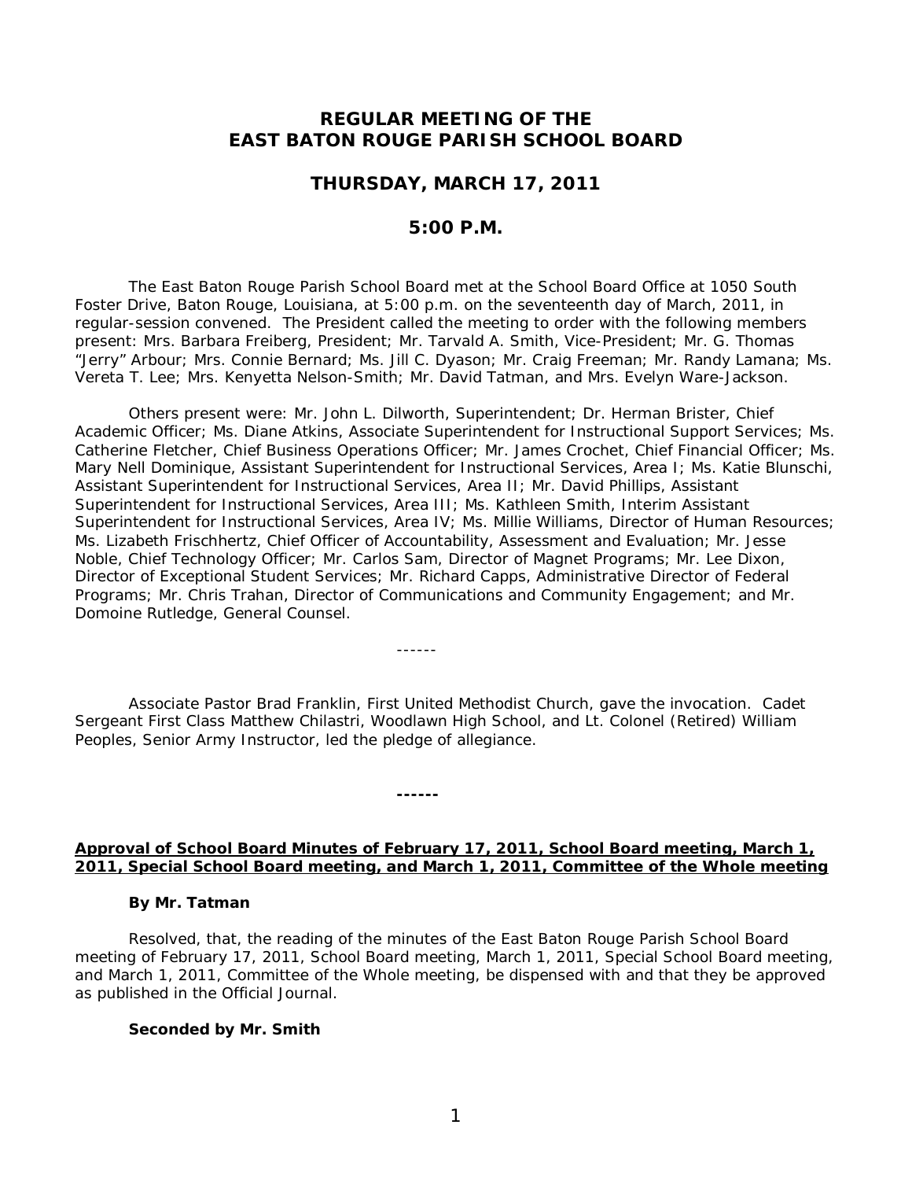# REGULAR MEETING OF THE EAST BATON ROUGE PARISH SCHOOL BOARD

## THURSDAY, MARCH 17, 2011

## 5:00 P.M.

The East Baton Rouge Parish School Board met at the School Board Office at 1050 South Foster Drive, Baton Rouge, Louisiana, at 5:00 p.m. on the seventeenth day of March, 2011, in regular-session convened. The President called the meeting to order with the following members present: Mrs. Barbara Freiberg, President; Mr. Tarvald A. Smith, Vice-President; Mr. G. Thomas "Jerry" Arbour; Mrs. Connie Bernard; Ms. Jill C. Dyason; Mr. Craig Freeman; Mr. Randy Lamana; Ms. Vereta T. Lee; Mrs. Kenyetta Nelson-Smith; Mr. David Tatman, and Mrs. Evelyn Ware-Jackson.

Others present were: Mr. John L. Dilworth, Superintendent; Dr. Herman Brister, Chief Academic Officer; Ms. Diane Atkins, Associate Superintendent for Instructional Support Services; Ms. Catherine Fletcher, Chief Business Operations Officer; Mr. James Crochet, Chief Financial Officer; Ms. Mary Nell Dominique, Assistant Superintendent for Instructional Services, Area I; Ms. Katie Blunschi, Assistant Superintendent for Instructional Services, Area II; Mr. David Phillips, Assistant Superintendent for Instructional Services, Area III; Ms. Kathleen Smith, Interim Assistant Superintendent for Instructional Services, Area IV; Ms. Millie Williams, Director of Human Resources; Ms. Lizabeth Frischhertz, Chief Officer of Accountability, Assessment and Evaluation; Mr. Jesse Noble, Chief Technology Officer; Mr. Carlos Sam, Director of Magnet Programs; Mr. Lee Dixon, Director of Exceptional Student Services; Mr. Richard Capps, Administrative Director of Federal Programs; Mr. Chris Trahan, Director of Communications and Community Engagement; and Mr. Domoine Rutledge, General Counsel.

------

Associate Pastor Brad Franklin, First United Methodist Church, gave the invocation. Cadet Sergeant First Class Matthew Chilastri, Woodlawn High School, and Lt. Colonel (Retired) William Peoples, Senior Army Instructor, led the pledge of allegiance.

**------**

**Approval of School Board Minutes of February 17, 2011, School Board meeting, March 1, 2011, Special School Board meeting, and March 1, 2011, Committee of the Whole meeting**

**By Mr. Tatman**

Resolved, that, the reading of the minutes of the East Baton Rouge Parish School Board meeting of February 17, 2011, School Board meeting, March 1, 2011, Special School Board meeting, and March 1, 2011, Committee of the Whole meeting, be dispensed with and that they be approved as published in the Official Journal.

**Seconded by Mr. Smith**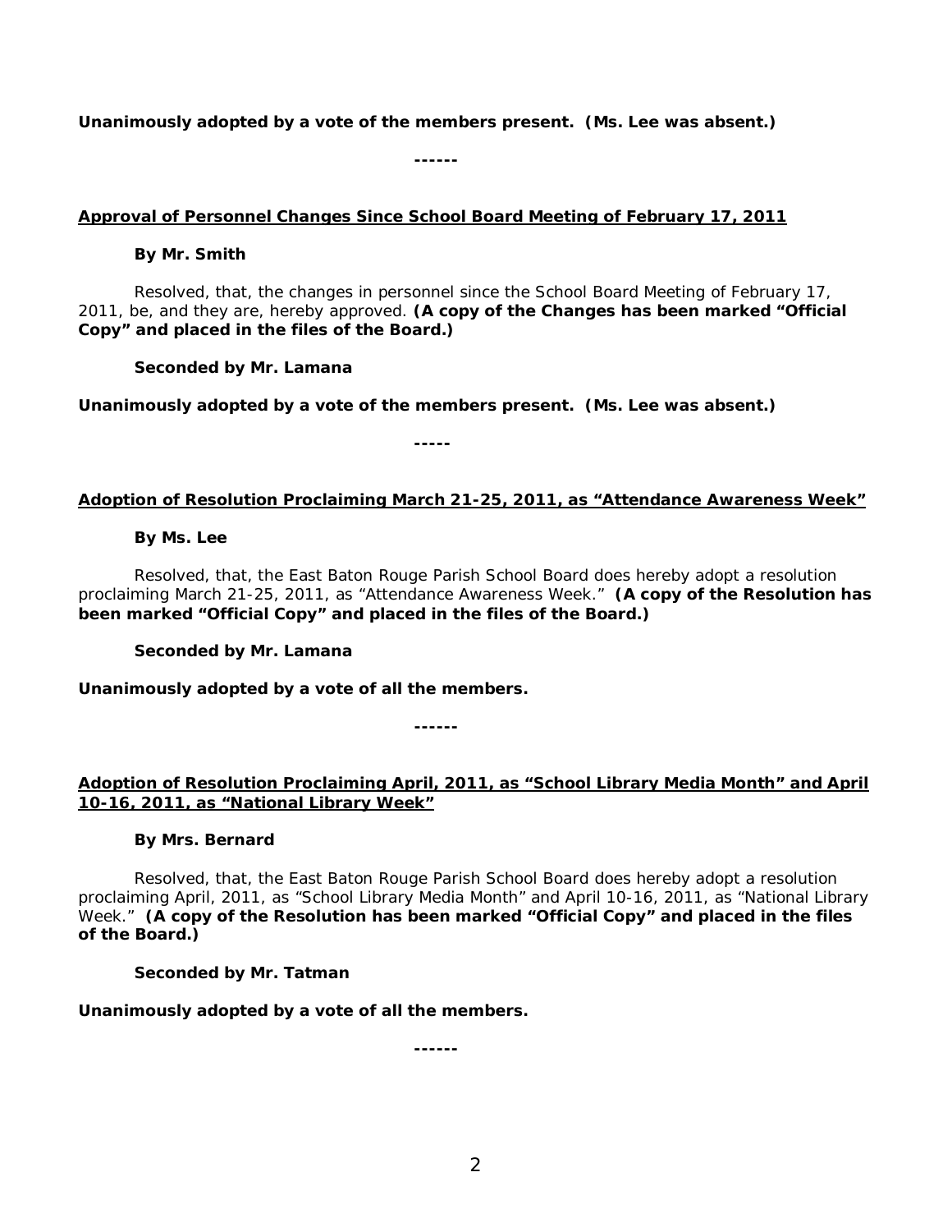**Unanimously adopted by a vote of the members present. (Ms. Lee was absent.)**

------

**<u>Approval of Personnel Changes Since School Board Meeting of February 17, 2011</u>**

**By Mr. Smith**

Resolved, that, the changes in personnel since the School Board Meeting of February 17, 2011, be, and they are, hereby approved. **(A copy of the Changes has been marked "Official Copy" and placed in the files of the Board.)**

**Seconded by Mr. Lamana**

**Unanimously adopted by a vote of the members present. (Ms. Lee was absent.)**

-----

**<u>Adoption of Resolution Proclaiming March 21-25, 2011, as "Attendance Awareness Week"</u>**

**By Ms. Lee**

Resolved, that, the East Baton Rouge Parish School Board does hereby adopt a resolution proclaiming March 21-25, 2011, as "Attendance Awareness Week." **(A copy of the Resolution has been marked "Official Copy" and placed in the files of the Board.)**

**Seconded by Mr. Lamana**

**Unanimously adopted by a vote of all the members.**

------

**<u>Adoption of Resolution Proclaiming April, 2011, as "School Library Media Month" and April 10-16, 2011, as "National Library Week"</u>**

**By Mrs. Bernard**

Resolved, that, the East Baton Rouge Parish School Board does hereby adopt a resolution proclaiming April, 2011, as "School Library Media Month" and April 10-16, 2011, as "National Library Week." **(A copy of the Resolution has been marked "Official Copy" and placed in the files of the Board.)**

**Seconded by Mr. Tatman**

**Unanimously adopted by a vote of all the members.**

------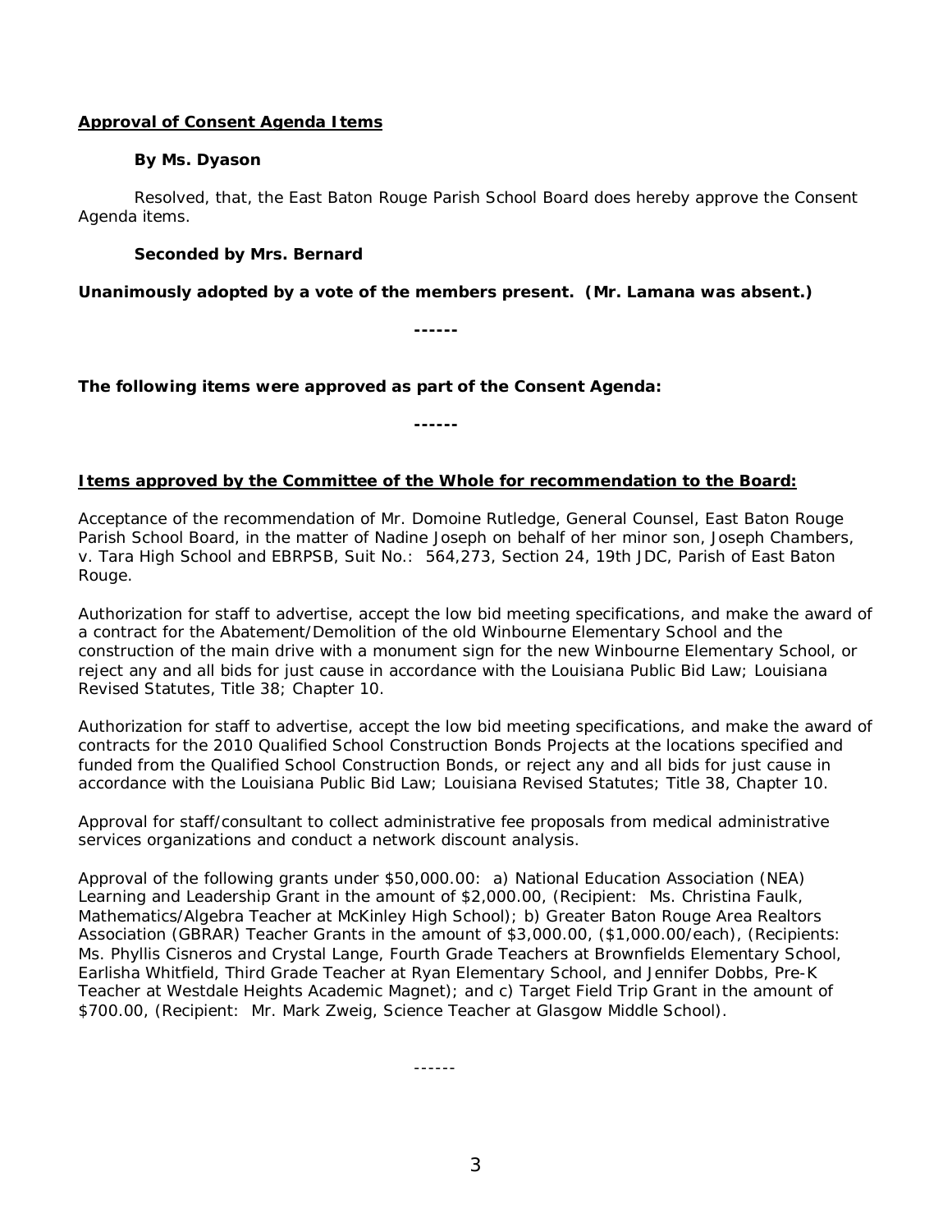**Approval of Consent Agenda Items**

**By Ms. Dyason**

Resolved, that, the East Baton Rouge Parish School Board does hereby approve the Consent Agenda items.

**Seconded by Mrs. Bernard**

**Unanimously adopted by a vote of the members present. (Mr. Lamana was absent.)**

**------**

**The following items were approved as part of the Consent Agenda:**

**------**

**Items approved by the Committee of the Whole for recommendation to the Board:**

Acceptance of the recommendation of Mr. Domoine Rutledge, General Counsel, East Baton Rouge Parish School Board, in the matter of Nadine Joseph on behalf of her minor son, Joseph Chambers, v. Tara High School and EBRPSB, Suit No.: 564,273, Section 24, 19th JDC, Parish of East Baton Rouge.

Authorization for staff to advertise, accept the low bid meeting specifications, and make the award of a contract for the Abatement/Demolition of the old Winbourne Elementary School and the construction of the main drive with a monument sign for the new Winbourne Elementary School, or reject any and all bids for just cause in accordance with the Louisiana Public Bid Law; Louisiana Revised Statutes, Title 38; Chapter 10.

Authorization for staff to advertise, accept the low bid meeting specifications, and make the award of contracts for the 2010 Qualified School Construction Bonds Projects at the locations specified and funded from the Qualified School Construction Bonds, or reject any and all bids for just cause in accordance with the Louisiana Public Bid Law; Louisiana Revised Statutes; Title 38, Chapter 10.

Approval for staff/consultant to collect administrative fee proposals from medical administrative services organizations and conduct a network discount analysis.

Approval of the following grants under $50,000.00: a) National Education Association (NEA) Learning and Leadership Grant in the amount of $2,000.00, (Recipient: Ms. Christina Faulk, Mathematics/Algebra Teacher at McKinley High School); b) Greater Baton Rouge Area Realtors Association (GBRAR) Teacher Grants in the amount of $3,000.00, ($1,000.00/each), (Recipients: Ms. Phyllis Cisneros and Crystal Lange, Fourth Grade Teachers at Brownfields Elementary School, Earlisha Whitfield, Third Grade Teacher at Ryan Elementary School, and Jennifer Dobbs, Pre-K Teacher at Westdale Heights Academic Magnet); and c) Target Field Trip Grant in the amount of $700.00, (Recipient: Mr. Mark Zweig, Science Teacher at Glasgow Middle School).

------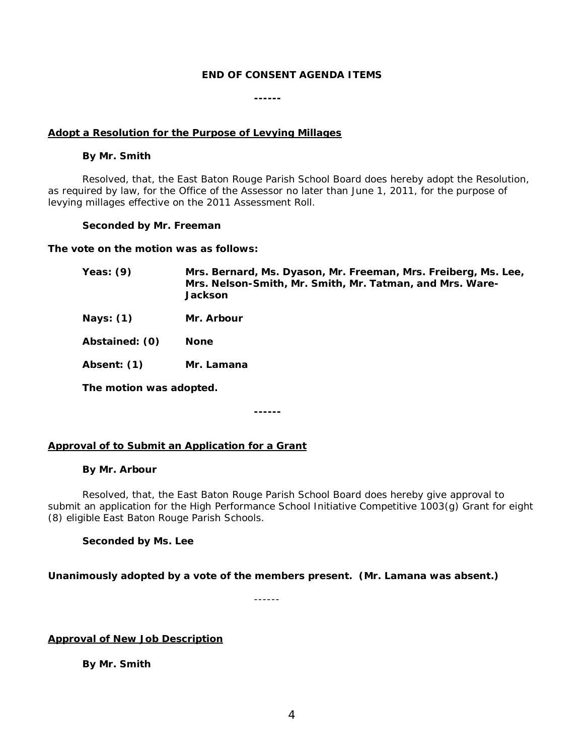**END OF CONSENT AGENDA ITEMS**

**------**

**<u>Adopt a Resolution for the Purpose of Levying Millages</u>**

**By Mr. Smith**

*Resolved, that, the East Baton Rouge Parish School Board does hereby adopt the Resolution, as required by law, for the Office of the Assessor no later than June 1, 2011, for the purpose of levying millages effective on the 2011 Assessment Roll.*

**Seconded by Mr. Freeman**

**The vote on the motion was as follows:**

**Yeas: (9)** **Mrs. Bernard, Ms. Dyason, Mr. Freeman, Mrs. Freiberg, Ms. Lee, Mrs. Nelson-Smith, Mr. Smith, Mr. Tatman, and Mrs. Ware-Jackson**

**Nays: (1)** **Mr. Arbour**

**Abstained: (0)** **None**

**Absent: (1)** **Mr. Lamana**

**The motion was adopted.**

**------**

**<u>Approval of to Submit an Application for a Grant</u>**

**By Mr. Arbour**

*Resolved, that, the East Baton Rouge Parish School Board does hereby give approval to submit an application for the High Performance School Initiative Competitive 1003(g) Grant for eight (8) eligible East Baton Rouge Parish Schools.*

**Seconded by Ms. Lee**

**Unanimously adopted by a vote of the members present. (Mr. Lamana was absent.)**

------

**<u>Approval of New Job Description</u>**

**By Mr. Smith**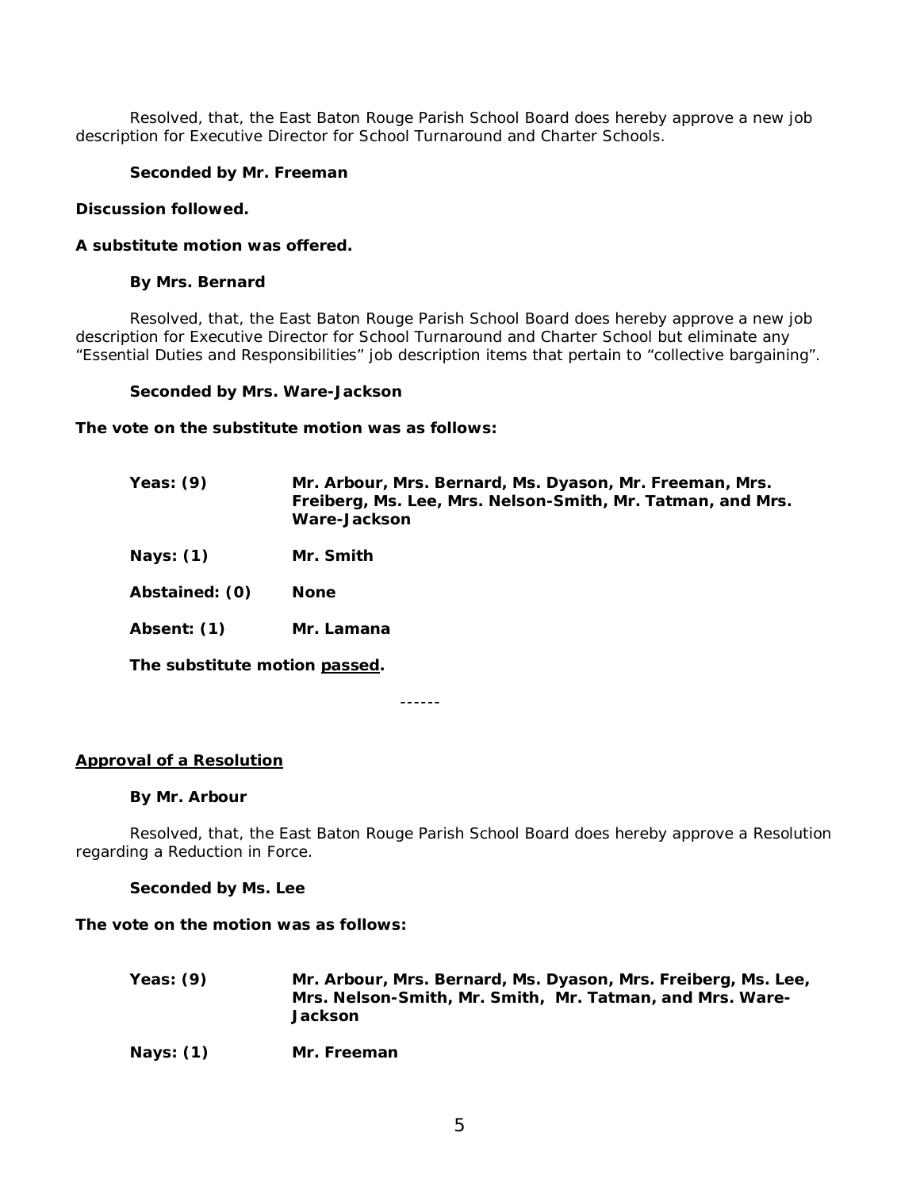Resolved, that, the East Baton Rouge Parish School Board does hereby approve a new job description for Executive Director for School Turnaround and Charter Schools.

**Seconded by Mr. Freeman**

**Discussion followed.**

**A substitute motion was offered.**

**By Mrs. Bernard**

Resolved, that, the East Baton Rouge Parish School Board does hereby approve a new job description for Executive Director for School Turnaround and Charter School but eliminate any "Essential Duties and Responsibilities" job description items that pertain to "collective bargaining".

**Seconded by Mrs. Ware-Jackson**

**The vote on the substitute motion was as follows:**

| | |
|---|---|
| **Yeas: (9)** | **Mr. Arbour, Mrs. Bernard, Ms. Dyason, Mr. Freeman, Mrs. Freiberg, Ms. Lee, Mrs. Nelson-Smith, Mr. Tatman, and Mrs. Ware-Jackson** |
| **Nays: (1)** | **Mr. Smith** |
| **Abstained: (0)** | **None** |
| **Absent: (1)** | **Mr. Lamana** |

**The substitute motion passed.**

------

**Approval of a Resolution**

**By Mr. Arbour**

Resolved, that, the East Baton Rouge Parish School Board does hereby approve a Resolution regarding a Reduction in Force.

**Seconded by Ms. Lee**

**The vote on the motion was as follows:**

| | |
|---|---|
| **Yeas: (9)** | **Mr. Arbour, Mrs. Bernard, Ms. Dyason, Mrs. Freiberg, Ms. Lee, Mrs. Nelson-Smith, Mr. Smith, Mr. Tatman, and Mrs. Ware-Jackson** |
| **Nays: (1)** | **Mr. Freeman** |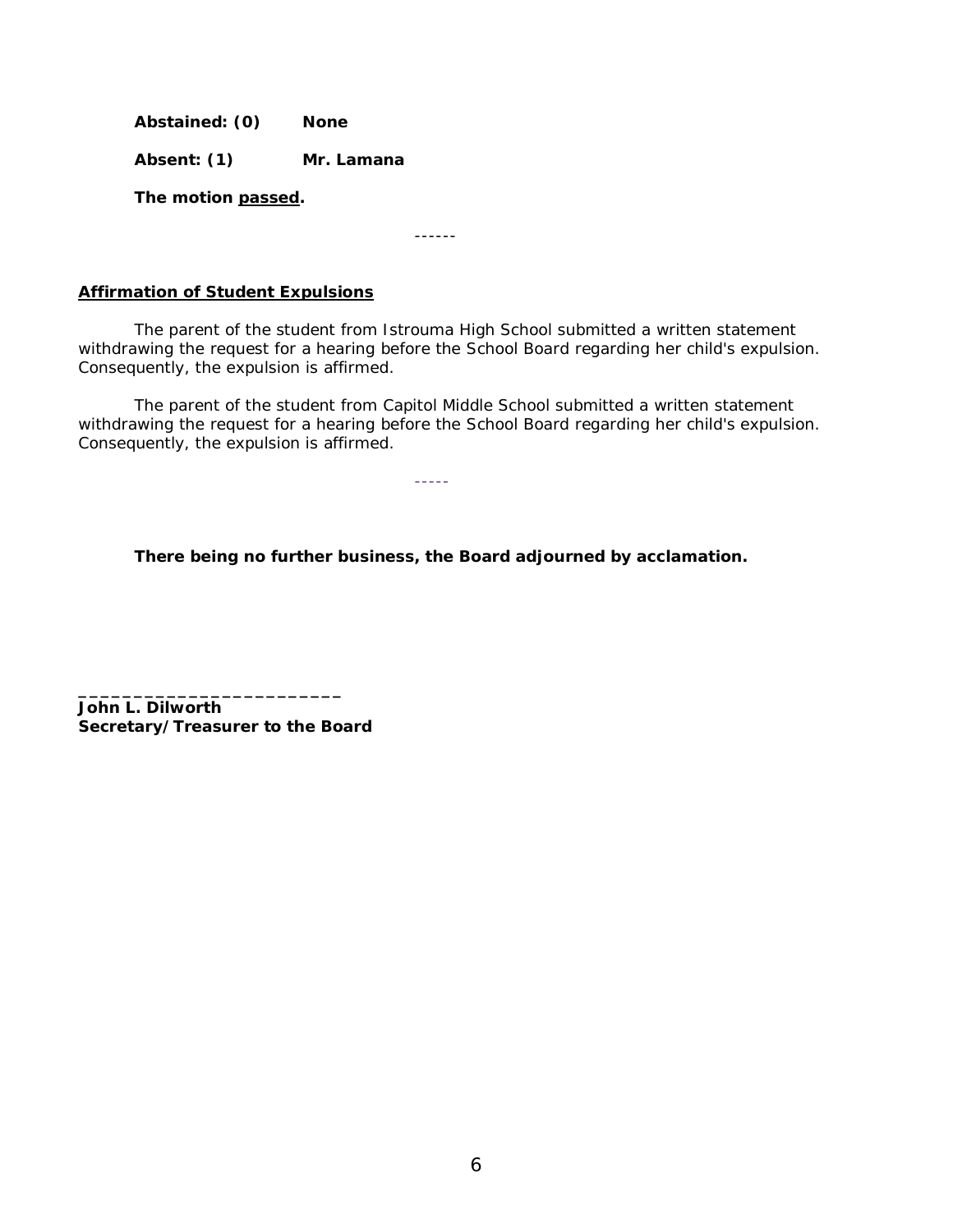**Abstained: (0)** **None**

**Absent: (1)** **Mr. Lamana**

**The motion passed.**

------

**Affirmation of Student Expulsions**

The parent of the student from Istrouma High School submitted a written statement withdrawing the request for a hearing before the School Board regarding her child's expulsion. Consequently, the expulsion is affirmed.

The parent of the student from Capitol Middle School submitted a written statement withdrawing the request for a hearing before the School Board regarding her child's expulsion. Consequently, the expulsion is affirmed.

-----

**There being no further business, the Board adjourned by acclamation.**

_________________________

**John L. Dilworth**
**Secretary/Treasurer to the Board**